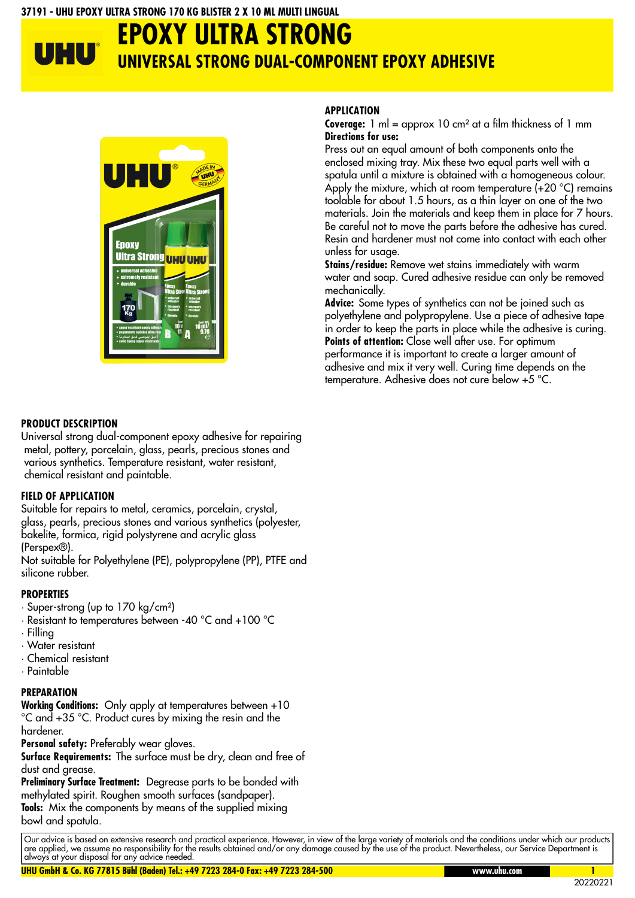37191 - UHU EPOXY ULTRA STRONG 170 KG BLISTER 2 X 10 ML MULTI LINGUAL

# EPOXY ULTRA STRONG

## UNIVERSAL STRONG DUAL-COMPONENT EPOXY ADHESIVE

### PRODUCT DESCRIPTION

Universal strong dual-component epoxy adhesive for repairing metal, pottery, porcelain, glass, pearls, precious stones and various synthetics. Temperature resistant, water resistant, chemical resistant and paintable.

### FIELD OF APPLICATION

Suitable for repairs to metal, ceramics, porcelain, crystal, glass, pearls, precious stones and various synthetics (polyester, bakelite, formica, rigid polystyrene and acrylic glass (Perspex®).

Not suitable for Polyethylene (PE), polypropylene (PP), PTFE and silicone rubber.

### PROPERTIES

- Super-strong (up to 170 kg/cm²)
- Resistant to temperatures between -40 °C and +100 °C
- Filling
- Water resistant
- Chemical resistant
- Paintable

### PREPARATION

**Working Conditions:** Only apply at temperatures between +10 °C and +35 °C. Product cures by mixing the resin and the hardener.

**Personal safety:** Preferably wear gloves.

**Surface Requirements:** The surface must be dry, clean and free of dust and grease.

**Preliminary Surface Treatment:** Degrease parts to be bonded with methylated spirit. Roughen smooth surfaces (sandpaper).

**Tools:** Mix the components by means of the supplied mixing bowl and spatula.

### APPLICATION

**Coverage:** 1 ml = approx 10 cm² at a film thickness of 1 mm

**Directions for use:**

Press out an equal amount of both components onto the enclosed mixing tray. Mix these two equal parts well with a spatula until a mixture is obtained with a homogeneous colour. Apply the mixture, which at room temperature (+20 °C) remains toolable for about 1.5 hours, as a thin layer on one of the two materials. Join the materials and keep them in place for 7 hours. Be careful not to move the parts before the adhesive has cured. Resin and hardener must not come into contact with each other unless for usage.

**Stains/residue:** Remove wet stains immediately with warm water and soap. Cured adhesive residue can only be removed mechanically.

**Advice:** Some types of synthetics can not be joined such as polyethylene and polypropylene. Use a piece of adhesive tape in order to keep the parts in place while the adhesive is curing.

**Points of attention:** Close well after use. For optimum performance it is important to create a larger amount of adhesive and mix it very well. Curing time depends on the temperature. Adhesive does not cure below +5 °C.

Our advice is based on extensive research and practical experience. However, in view of the large variety of materials and the conditions under which our products are applied, we assume no responsibility for the results obtained and/or any damage caused by the use of the product. Nevertheless, our Service Department is always at your disposal for any advice needed.

UHU GmbH & Co. KG 77815 Bühl (Baden) Tel.: +49 7223 284-0 Fax: +49 7223 284-500 www.uhu.com

20220221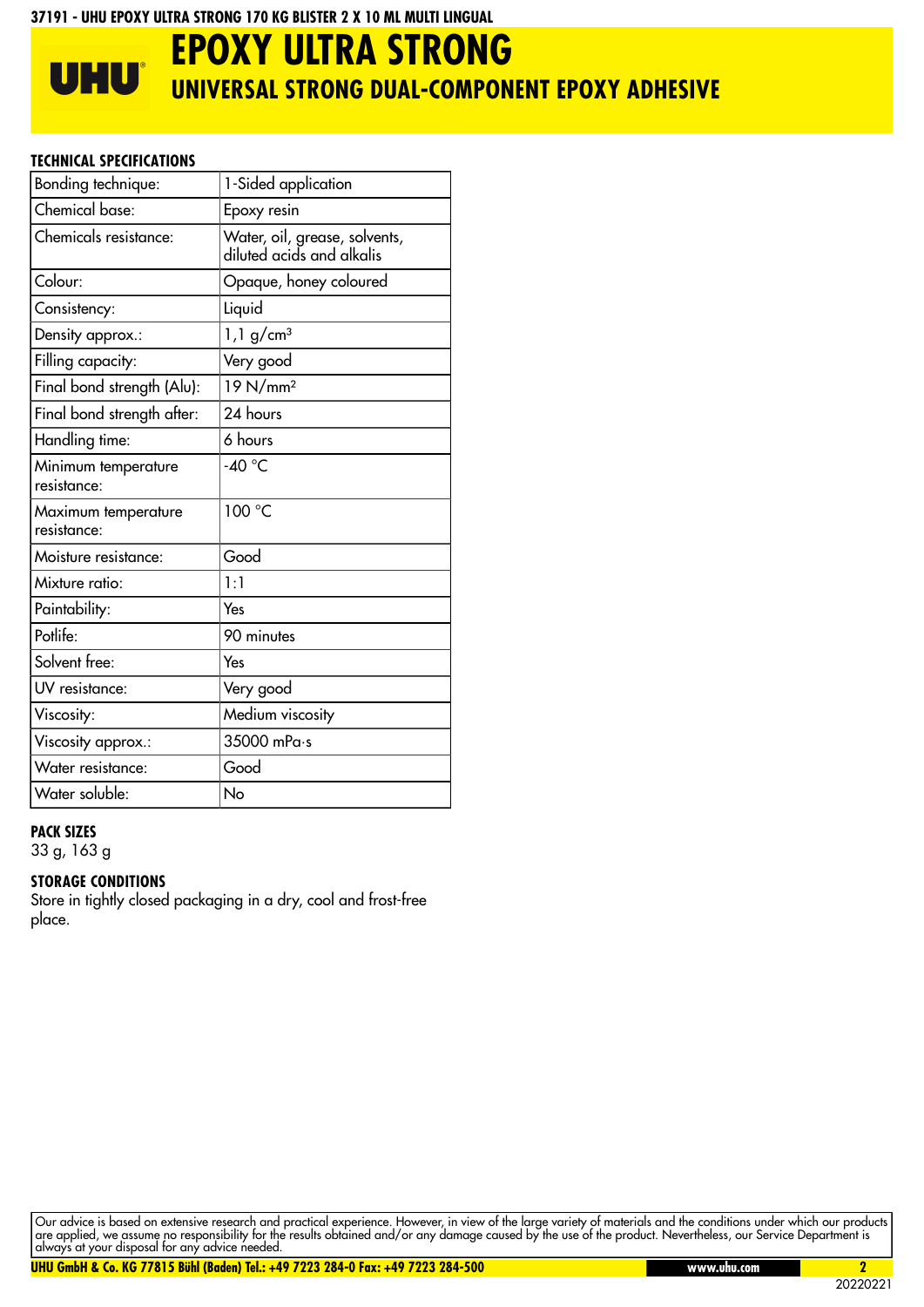37191 - UHU EPOXY ULTRA STRONG 170 KG BLISTER 2 X 10 ML MULTI LINGUAL

# EPOXY ULTRA STRONG

## UNIVERSAL STRONG DUAL-COMPONENT EPOXY ADHESIVE

### TECHNICAL SPECIFICATIONS

| | |
|---|---|
| Bonding technique: | 1-Sided application |
| Chemical base: | Epoxy resin |
| Chemicals resistance: | Water, oil, grease, solvents, diluted acids and alkalis |
| Colour: | Opaque, honey coloured |
| Consistency: | Liquid |
| Density approx.: | 1,1 $g/cm^3$ |
| Filling capacity: | Very good |
| Final bond strength (Alu): | 19 $N/mm^2$ |
| Final bond strength after: | 24 hours |
| Handling time: | 6 hours |
| Minimum temperature resistance: | -40 °C |
| Maximum temperature resistance: | 100 °C |
| Moisture resistance: | Good |
| Mixture ratio: | 1:1 |
| Paintability: | Yes |
| Potlife: | 90 minutes |
| Solvent free: | Yes |
| UV resistance: | Very good |
| Viscosity: | Medium viscosity |
| Viscosity approx.: | 35000 mPa·s |
| Water resistance: | Good |
| Water soluble: | No |

### PACK SIZES

33 g, 163 g

### STORAGE CONDITIONS

Store in tightly closed packaging in a dry, cool and frost-free place.

Our advice is based on extensive research and practical experience. However, in view of the large variety of materials and the conditions under which our products are applied, we assume no responsibility for the results obtained and/or any damage caused by the use of the product. Nevertheless, our Service Department is always at your disposal for any advice needed.

UHU GmbH & Co. KG 77815 Bühl (Baden) Tel.: +49 7223 284-0 Fax: +49 7223 284-500 www.uhu.com

20220221